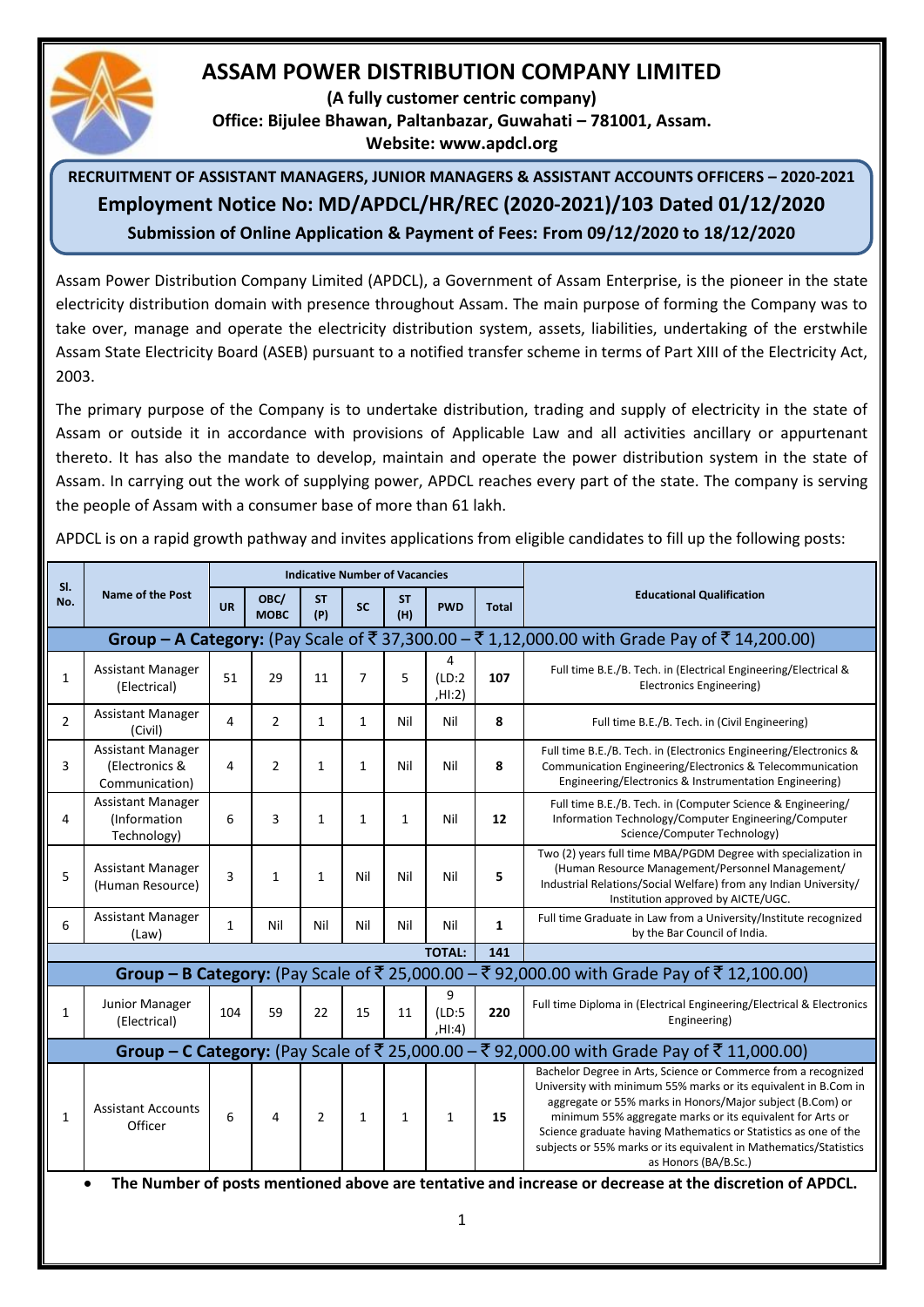# ASSAM POWER DISTRIBUTION COMPANY LIMITED

**(A fully customer centric company)**
**Office: Bijulee Bhawan, Paltanbazar, Guwahati – 781001, Assam.**
**Website: www.apdcl.org**

## RECRUITMENT OF ASSISTANT MANAGERS, JUNIOR MANAGERS & ASSISTANT ACCOUNTS OFFICERS – 2020-2021

## Employment Notice No: MD/APDCL/HR/REC (2020-2021)/103 Dated 01/12/2020

**Submission of Online Application & Payment of Fees: From 09/12/2020 to 18/12/2020**

Assam Power Distribution Company Limited (APDCL), a Government of Assam Enterprise, is the pioneer in the state electricity distribution domain with presence throughout Assam. The main purpose of forming the Company was to take over, manage and operate the electricity distribution system, assets, liabilities, undertaking of the erstwhile Assam State Electricity Board (ASEB) pursuant to a notified transfer scheme in terms of Part XIII of the Electricity Act, 2003.

The primary purpose of the Company is to undertake distribution, trading and supply of electricity in the state of Assam or outside it in accordance with provisions of Applicable Law and all activities ancillary or appurtenant thereto. It has also the mandate to develop, maintain and operate the power distribution system in the state of Assam. In carrying out the work of supplying power, APDCL reaches every part of the state. The company is serving the people of Assam with a consumer base of more than 61 lakh.

APDCL is on a rapid growth pathway and invites applications from eligible candidates to fill up the following posts:

| Sl. No. | Name of the Post | Indicative Number of Vacancies | | | | | | | Educational Qualification |
|---|---|---|---|---|---|---|---|---|---|
| | | UR | OBC/ MOBC | ST (P) | SC | ST (H) | PWD | Total | |
| **Group – A Category:** (Pay Scale of ₹ 37,300.00 – ₹ 1,12,000.00 with Grade Pay of ₹ 14,200.00) | | | | | | | | | |
| 1 | Assistant Manager (Electrical) | 51 | 29 | 11 | 7 | 5 | 4 (LD:2 ,HI:2) | **107** | Full time B.E./B. Tech. in (Electrical Engineering/Electrical & Electronics Engineering) |
| 2 | Assistant Manager (Civil) | 4 | 2 | 1 | 1 | Nil | Nil | **8** | Full time B.E./B. Tech. in (Civil Engineering) |
| 3 | Assistant Manager (Electronics & Communication) | 4 | 2 | 1 | 1 | Nil | Nil | **8** | Full time B.E./B. Tech. in (Electronics Engineering/Electronics & Communication Engineering/Electronics & Telecommunication Engineering/Electronics & Instrumentation Engineering) |
| 4 | Assistant Manager (Information Technology) | 6 | 3 | 1 | 1 | 1 | Nil | **12** | Full time B.E./B. Tech. in (Computer Science & Engineering/ Information Technology/Computer Engineering/Computer Science/Computer Technology) |
| 5 | Assistant Manager (Human Resource) | 3 | 1 | 1 | Nil | Nil | Nil | **5** | Two (2) years full time MBA/PGDM Degree with specialization in (Human Resource Management/Personnel Management/ Industrial Relations/Social Welfare) from any Indian University/ Institution approved by AICTE/UGC. |
| 6 | Assistant Manager (Law) | 1 | Nil | Nil | Nil | Nil | Nil | **1** | Full time Graduate in Law from a University/Institute recognized by the Bar Council of India. |
| | | | | | | | **TOTAL:** | **141** | |
| **Group – B Category:** (Pay Scale of ₹ 25,000.00 – ₹ 92,000.00 with Grade Pay of ₹ 12,100.00) | | | | | | | | | |
| 1 | Junior Manager (Electrical) | 104 | 59 | 22 | 15 | 11 | 9 (LD:5 ,HI:4) | **220** | Full time Diploma in (Electrical Engineering/Electrical & Electronics Engineering) |
| **Group – C Category:** (Pay Scale of ₹ 25,000.00 – ₹ 92,000.00 with Grade Pay of ₹ 11,000.00) | | | | | | | | | |
| 1 | Assistant Accounts Officer | 6 | 4 | 2 | 1 | 1 | 1 | **15** | Bachelor Degree in Arts, Science or Commerce from a recognized University with minimum 55% marks or its equivalent in B.Com in aggregate or 55% marks in Honors/Major subject (B.Com) or minimum 55% aggregate marks or its equivalent for Arts or Science graduate having Mathematics or Statistics as one of the subjects or 55% marks or its equivalent in Mathematics/Statistics as Honors (BA/B.Sc.) |

- **The Number of posts mentioned above are tentative and increase or decrease at the discretion of APDCL.**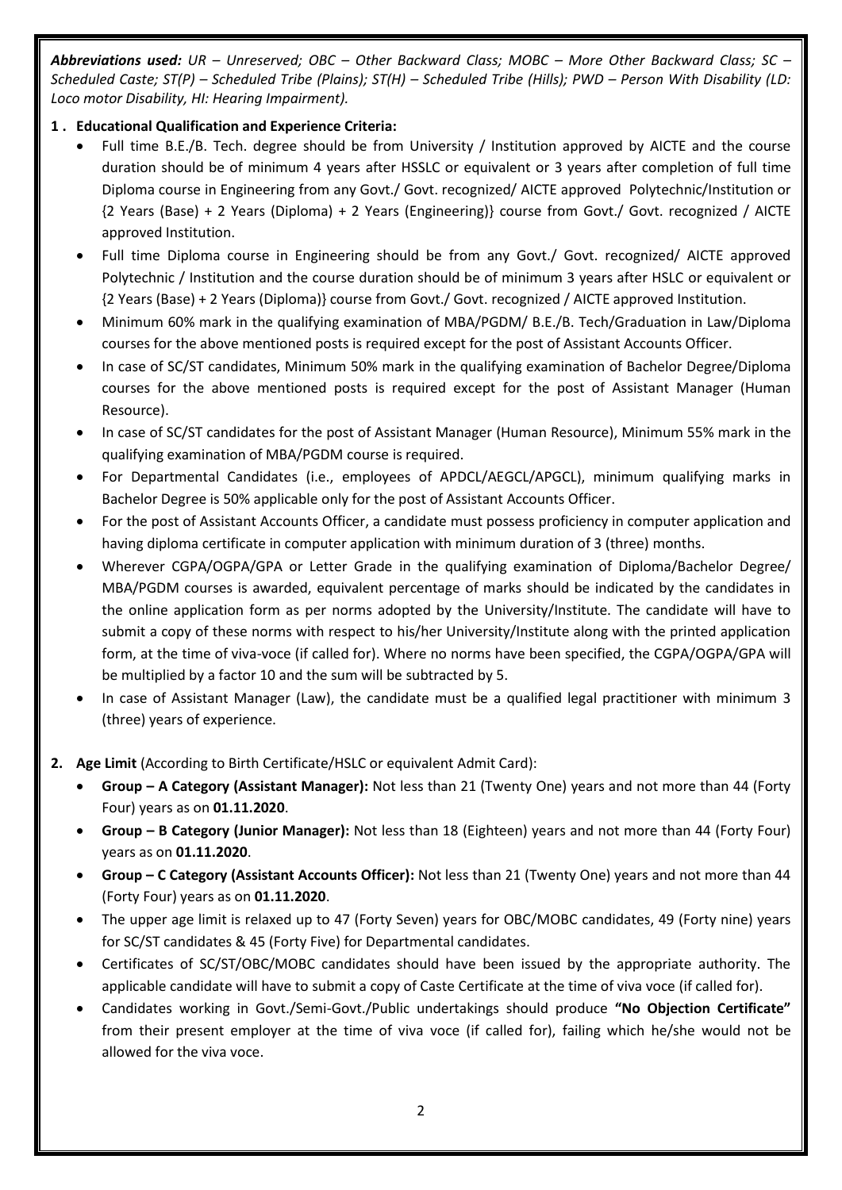***Abbreviations used:** UR – Unreserved; OBC – Other Backward Class; MOBC – More Other Backward Class; SC – Scheduled Caste; ST(P) – Scheduled Tribe (Plains); ST(H) – Scheduled Tribe (Hills); PWD – Person With Disability (LD: Loco motor Disability, HI: Hearing Impairment).*

**1 . Educational Qualification and Experience Criteria:**

- Full time B.E./B. Tech. degree should be from University / Institution approved by AICTE and the course duration should be of minimum 4 years after HSSLC or equivalent or 3 years after completion of full time Diploma course in Engineering from any Govt./ Govt. recognized/ AICTE approved Polytechnic/Institution or {2 Years (Base) + 2 Years (Diploma) + 2 Years (Engineering)} course from Govt./ Govt. recognized / AICTE approved Institution.
- Full time Diploma course in Engineering should be from any Govt./ Govt. recognized/ AICTE approved Polytechnic / Institution and the course duration should be of minimum 3 years after HSLC or equivalent or {2 Years (Base) + 2 Years (Diploma)} course from Govt./ Govt. recognized / AICTE approved Institution.
- Minimum 60% mark in the qualifying examination of MBA/PGDM/ B.E./B. Tech/Graduation in Law/Diploma courses for the above mentioned posts is required except for the post of Assistant Accounts Officer.
- In case of SC/ST candidates, Minimum 50% mark in the qualifying examination of Bachelor Degree/Diploma courses for the above mentioned posts is required except for the post of Assistant Manager (Human Resource).
- In case of SC/ST candidates for the post of Assistant Manager (Human Resource), Minimum 55% mark in the qualifying examination of MBA/PGDM course is required.
- For Departmental Candidates (i.e., employees of APDCL/AEGCL/APGCL), minimum qualifying marks in Bachelor Degree is 50% applicable only for the post of Assistant Accounts Officer.
- For the post of Assistant Accounts Officer, a candidate must possess proficiency in computer application and having diploma certificate in computer application with minimum duration of 3 (three) months.
- Wherever CGPA/OGPA/GPA or Letter Grade in the qualifying examination of Diploma/Bachelor Degree/ MBA/PGDM courses is awarded, equivalent percentage of marks should be indicated by the candidates in the online application form as per norms adopted by the University/Institute. The candidate will have to submit a copy of these norms with respect to his/her University/Institute along with the printed application form, at the time of viva-voce (if called for). Where no norms have been specified, the CGPA/OGPA/GPA will be multiplied by a factor 10 and the sum will be subtracted by 5.
- In case of Assistant Manager (Law), the candidate must be a qualified legal practitioner with minimum 3 (three) years of experience.

**2. Age Limit** (According to Birth Certificate/HSLC or equivalent Admit Card):

- **Group – A Category (Assistant Manager):** Not less than 21 (Twenty One) years and not more than 44 (Forty Four) years as on **01.11.2020**.
- **Group – B Category (Junior Manager):** Not less than 18 (Eighteen) years and not more than 44 (Forty Four) years as on **01.11.2020**.
- **Group – C Category (Assistant Accounts Officer):** Not less than 21 (Twenty One) years and not more than 44 (Forty Four) years as on **01.11.2020**.
- The upper age limit is relaxed up to 47 (Forty Seven) years for OBC/MOBC candidates, 49 (Forty nine) years for SC/ST candidates & 45 (Forty Five) for Departmental candidates.
- Certificates of SC/ST/OBC/MOBC candidates should have been issued by the appropriate authority. The applicable candidate will have to submit a copy of Caste Certificate at the time of viva voce (if called for).
- Candidates working in Govt./Semi-Govt./Public undertakings should produce **"No Objection Certificate"** from their present employer at the time of viva voce (if called for), failing which he/she would not be allowed for the viva voce.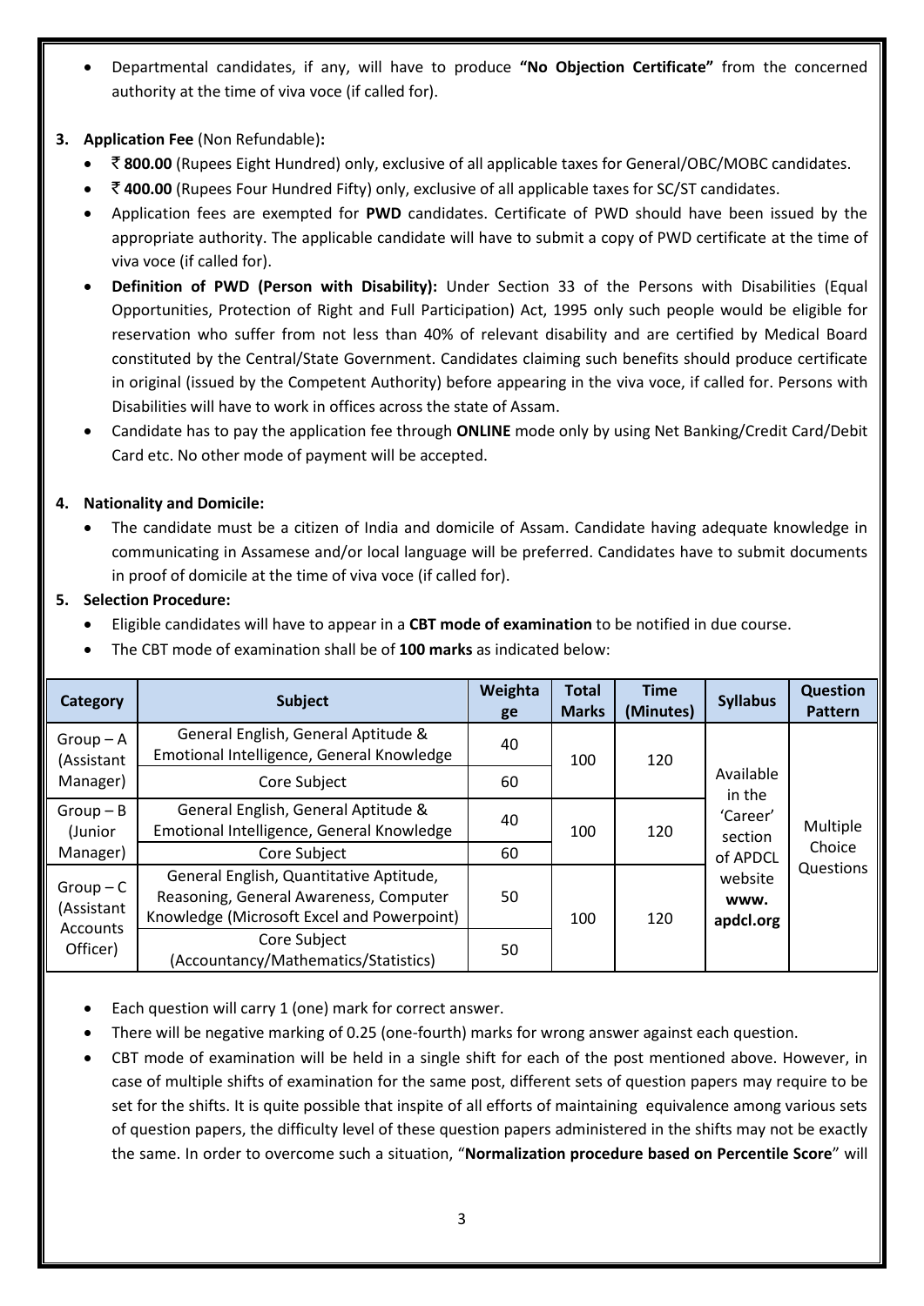- Departmental candidates, if any, will have to produce **"No Objection Certificate"** from the concerned authority at the time of viva voce (if called for).

**3. Application Fee** (Non Refundable)**:**

- ₹ **800.00** (Rupees Eight Hundred) only, exclusive of all applicable taxes for General/OBC/MOBC candidates.
- ₹ **400.00** (Rupees Four Hundred Fifty) only, exclusive of all applicable taxes for SC/ST candidates.
- Application fees are exempted for **PWD** candidates. Certificate of PWD should have been issued by the appropriate authority. The applicable candidate will have to submit a copy of PWD certificate at the time of viva voce (if called for).
- **Definition of PWD (Person with Disability):** Under Section 33 of the Persons with Disabilities (Equal Opportunities, Protection of Right and Full Participation) Act, 1995 only such people would be eligible for reservation who suffer from not less than 40% of relevant disability and are certified by Medical Board constituted by the Central/State Government. Candidates claiming such benefits should produce certificate in original (issued by the Competent Authority) before appearing in the viva voce, if called for. Persons with Disabilities will have to work in offices across the state of Assam.
- Candidate has to pay the application fee through **ONLINE** mode only by using Net Banking/Credit Card/Debit Card etc. No other mode of payment will be accepted.

**4. Nationality and Domicile:**

- The candidate must be a citizen of India and domicile of Assam. Candidate having adequate knowledge in communicating in Assamese and/or local language will be preferred. Candidates have to submit documents in proof of domicile at the time of viva voce (if called for).

**5. Selection Procedure:**

- Eligible candidates will have to appear in a **CBT mode of examination** to be notified in due course.
- The CBT mode of examination shall be of **100 marks** as indicated below:

| Category | Subject | Weightage | Total Marks | Time (Minutes) | Syllabus | Question Pattern |
|---|---|---|---|---|---|---|
| Group – A (Assistant Manager) | General English, General Aptitude & Emotional Intelligence, General Knowledge | 40 | 100 | 120 | Available in the 'Career' section of APDCL website **www. apdcl.org** | Multiple Choice Questions |
| | Core Subject | 60 | | | | |
| Group – B (Junior Manager) | General English, General Aptitude & Emotional Intelligence, General Knowledge | 40 | 100 | 120 | | |
| | Core Subject | 60 | | | | |
| Group – C (Assistant Accounts Officer) | General English, Quantitative Aptitude, Reasoning, General Awareness, Computer Knowledge (Microsoft Excel and Powerpoint) | 50 | 100 | 120 | | |
| | Core Subject (Accountancy/Mathematics/Statistics) | 50 | | | | |

- Each question will carry 1 (one) mark for correct answer.
- There will be negative marking of 0.25 (one-fourth) marks for wrong answer against each question.
- CBT mode of examination will be held in a single shift for each of the post mentioned above. However, in case of multiple shifts of examination for the same post, different sets of question papers may require to be set for the shifts. It is quite possible that inspite of all efforts of maintaining equivalence among various sets of question papers, the difficulty level of these question papers administered in the shifts may not be exactly the same. In order to overcome such a situation, "**Normalization procedure based on Percentile Score**" will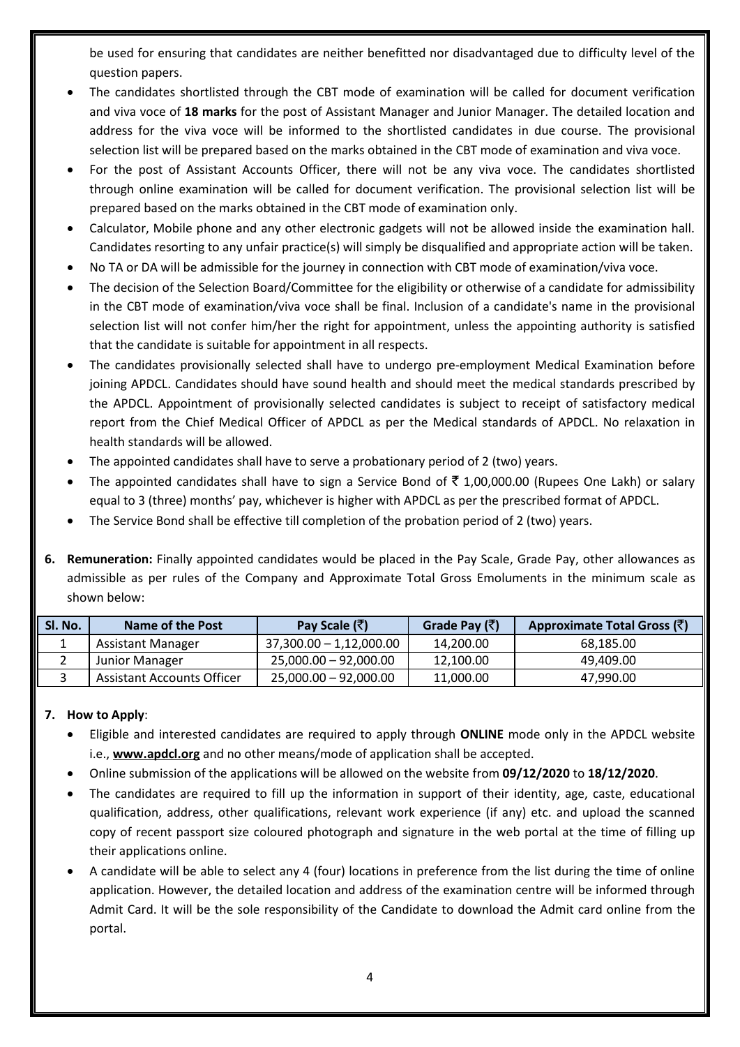be used for ensuring that candidates are neither benefitted nor disadvantaged due to difficulty level of the question papers.

- The candidates shortlisted through the CBT mode of examination will be called for document verification and viva voce of **18 marks** for the post of Assistant Manager and Junior Manager. The detailed location and address for the viva voce will be informed to the shortlisted candidates in due course. The provisional selection list will be prepared based on the marks obtained in the CBT mode of examination and viva voce.
- For the post of Assistant Accounts Officer, there will not be any viva voce. The candidates shortlisted through online examination will be called for document verification. The provisional selection list will be prepared based on the marks obtained in the CBT mode of examination only.
- Calculator, Mobile phone and any other electronic gadgets will not be allowed inside the examination hall. Candidates resorting to any unfair practice(s) will simply be disqualified and appropriate action will be taken.
- No TA or DA will be admissible for the journey in connection with CBT mode of examination/viva voce.
- The decision of the Selection Board/Committee for the eligibility or otherwise of a candidate for admissibility in the CBT mode of examination/viva voce shall be final. Inclusion of a candidate's name in the provisional selection list will not confer him/her the right for appointment, unless the appointing authority is satisfied that the candidate is suitable for appointment in all respects.
- The candidates provisionally selected shall have to undergo pre-employment Medical Examination before joining APDCL. Candidates should have sound health and should meet the medical standards prescribed by the APDCL. Appointment of provisionally selected candidates is subject to receipt of satisfactory medical report from the Chief Medical Officer of APDCL as per the Medical standards of APDCL. No relaxation in health standards will be allowed.
- The appointed candidates shall have to serve a probationary period of 2 (two) years.
- The appointed candidates shall have to sign a Service Bond of ₹ 1,00,000.00 (Rupees One Lakh) or salary equal to 3 (three) months' pay, whichever is higher with APDCL as per the prescribed format of APDCL.
- The Service Bond shall be effective till completion of the probation period of 2 (two) years.

**6. Remuneration:** Finally appointed candidates would be placed in the Pay Scale, Grade Pay, other allowances as admissible as per rules of the Company and Approximate Total Gross Emoluments in the minimum scale as shown below:

| Sl. No. | Name of the Post | Pay Scale (₹) | Grade Pay (₹) | Approximate Total Gross (₹) |
|---|---|---|---|---|
| 1 | Assistant Manager | 37,300.00 – 1,12,000.00 | 14,200.00 | 68,185.00 |
| 2 | Junior Manager | 25,000.00 – 92,000.00 | 12,100.00 | 49,409.00 |
| 3 | Assistant Accounts Officer | 25,000.00 – 92,000.00 | 11,000.00 | 47,990.00 |

**7. How to Apply**:

- Eligible and interested candidates are required to apply through **ONLINE** mode only in the APDCL website i.e., **www.apdcl.org** and no other means/mode of application shall be accepted.
- Online submission of the applications will be allowed on the website from **09/12/2020** to **18/12/2020**.
- The candidates are required to fill up the information in support of their identity, age, caste, educational qualification, address, other qualifications, relevant work experience (if any) etc. and upload the scanned copy of recent passport size coloured photograph and signature in the web portal at the time of filling up their applications online.
- A candidate will be able to select any 4 (four) locations in preference from the list during the time of online application. However, the detailed location and address of the examination centre will be informed through Admit Card. It will be the sole responsibility of the Candidate to download the Admit card online from the portal.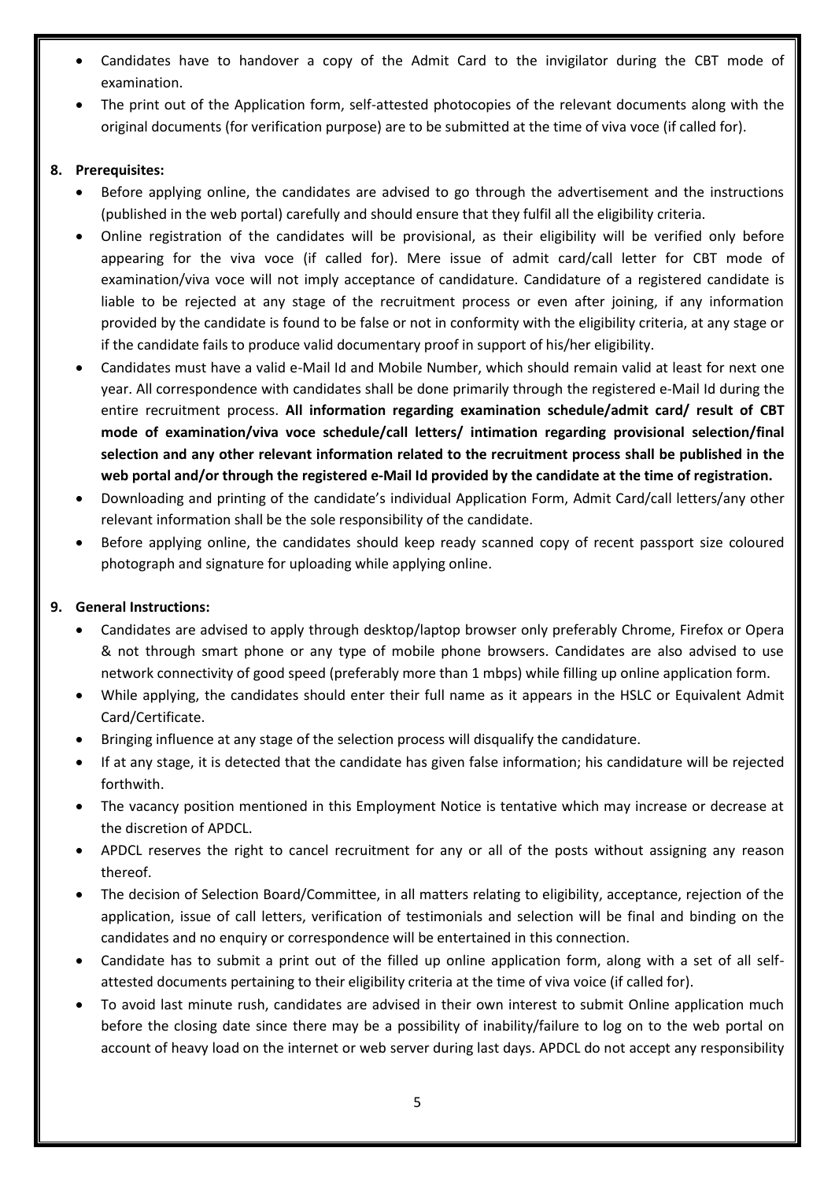- Candidates have to handover a copy of the Admit Card to the invigilator during the CBT mode of examination.
- The print out of the Application form, self-attested photocopies of the relevant documents along with the original documents (for verification purpose) are to be submitted at the time of viva voce (if called for).

**8. Prerequisites:**

- Before applying online, the candidates are advised to go through the advertisement and the instructions (published in the web portal) carefully and should ensure that they fulfil all the eligibility criteria.
- Online registration of the candidates will be provisional, as their eligibility will be verified only before appearing for the viva voce (if called for). Mere issue of admit card/call letter for CBT mode of examination/viva voce will not imply acceptance of candidature. Candidature of a registered candidate is liable to be rejected at any stage of the recruitment process or even after joining, if any information provided by the candidate is found to be false or not in conformity with the eligibility criteria, at any stage or if the candidate fails to produce valid documentary proof in support of his/her eligibility.
- Candidates must have a valid e-Mail Id and Mobile Number, which should remain valid at least for next one year. All correspondence with candidates shall be done primarily through the registered e-Mail Id during the entire recruitment process. **All information regarding examination schedule/admit card/ result of CBT mode of examination/viva voce schedule/call letters/ intimation regarding provisional selection/final selection and any other relevant information related to the recruitment process shall be published in the web portal and/or through the registered e-Mail Id provided by the candidate at the time of registration.**
- Downloading and printing of the candidate's individual Application Form, Admit Card/call letters/any other relevant information shall be the sole responsibility of the candidate.
- Before applying online, the candidates should keep ready scanned copy of recent passport size coloured photograph and signature for uploading while applying online.

**9. General Instructions:**

- Candidates are advised to apply through desktop/laptop browser only preferably Chrome, Firefox or Opera & not through smart phone or any type of mobile phone browsers. Candidates are also advised to use network connectivity of good speed (preferably more than 1 mbps) while filling up online application form.
- While applying, the candidates should enter their full name as it appears in the HSLC or Equivalent Admit Card/Certificate.
- Bringing influence at any stage of the selection process will disqualify the candidature.
- If at any stage, it is detected that the candidate has given false information; his candidature will be rejected forthwith.
- The vacancy position mentioned in this Employment Notice is tentative which may increase or decrease at the discretion of APDCL.
- APDCL reserves the right to cancel recruitment for any or all of the posts without assigning any reason thereof.
- The decision of Selection Board/Committee, in all matters relating to eligibility, acceptance, rejection of the application, issue of call letters, verification of testimonials and selection will be final and binding on the candidates and no enquiry or correspondence will be entertained in this connection.
- Candidate has to submit a print out of the filled up online application form, along with a set of all self-attested documents pertaining to their eligibility criteria at the time of viva voice (if called for).
- To avoid last minute rush, candidates are advised in their own interest to submit Online application much before the closing date since there may be a possibility of inability/failure to log on to the web portal on account of heavy load on the internet or web server during last days. APDCL do not accept any responsibility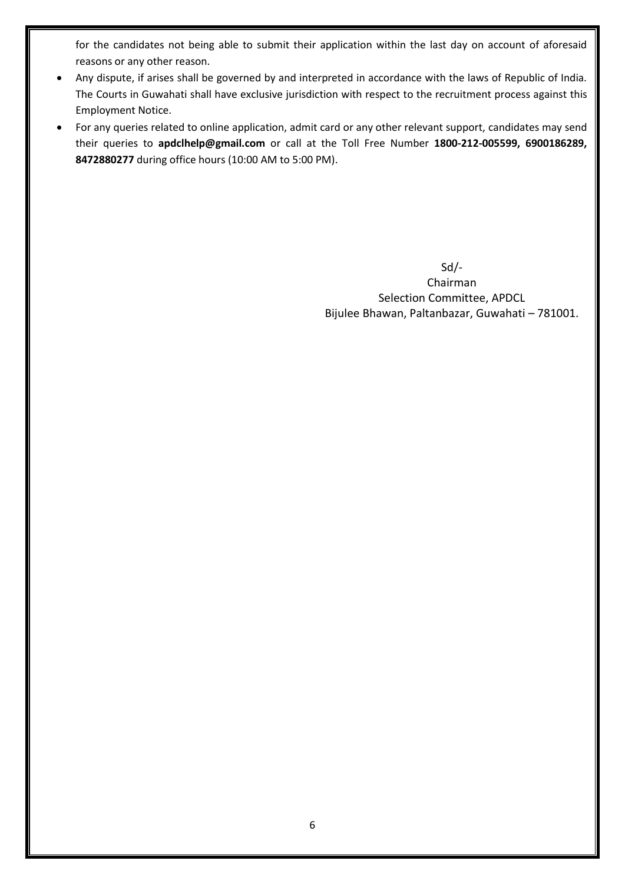for the candidates not being able to submit their application within the last day on account of aforesaid reasons or any other reason.

- Any dispute, if arises shall be governed by and interpreted in accordance with the laws of Republic of India. The Courts in Guwahati shall have exclusive jurisdiction with respect to the recruitment process against this Employment Notice.
- For any queries related to online application, admit card or any other relevant support, candidates may send their queries to **apdclhelp@gmail.com** or call at the Toll Free Number **1800-212-005599, 6900186289, 8472880277** during office hours (10:00 AM to 5:00 PM).

Sd/-
Chairman
Selection Committee, APDCL
Bijulee Bhawan, Paltanbazar, Guwahati – 781001.